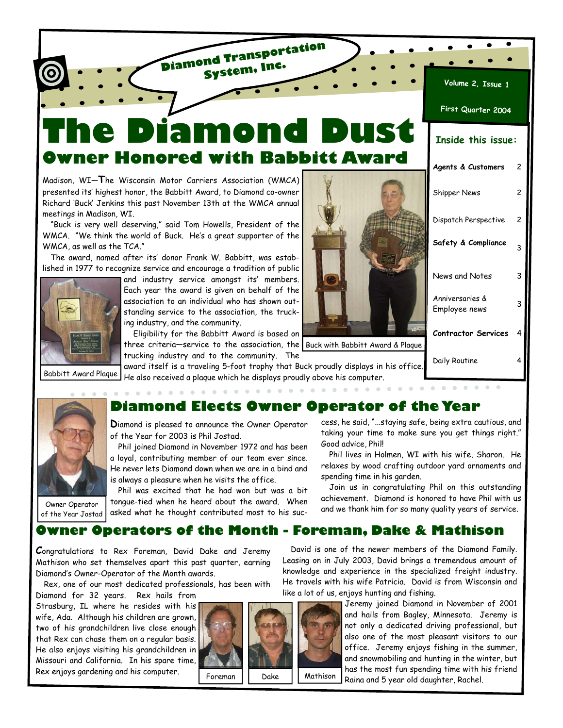Diamond Transportation System, Inc.

Volume 2, Issue 1

First Quarter 2004

# The Diamond Dust

## Owner Honored with Babbitt Award

Madison, WI—The Wisconsin Motor Carriers Association (WMCA) presented its' highest honor, the Babbitt Award, to Diamond co-owner Richard 'Buck' Jenkins this past November 13th at the WMCA annual meetings in Madison, WI.

"Buck is very well deserving," said Tom Howells, President of the WMCA. "We think the world of Buck. He's a great supporter of the WMCA, as well as the TCA."

The award, named after its' donor Frank W. Babbitt, was established in 1977 to recognize service and encourage a tradition of public and industry service amongst its' members. Each year the award is given on behalf of the association to an individual who has shown outstanding service to the association, the trucking industry, and the community.

Eligibility for the Babbitt Award is based on three criteria—service to the association, the trucking industry and to the community. The award itself is a traveling 5-foot trophy that Buck proudly displays in his office. He also received a plaque which he displays proudly above his computer.

Babbitt Award Plaque

Buck with Babbitt Award & Plaque

### Inside this issue:

| | |
|---|---|
| **Agents & Customers** | 2 |
| Shipper News | 2 |
| Dispatch Perspective | 2 |
| **Safety & Compliance** | 3 |
| News and Notes | 3 |
| Anniversaries & Employee news | 3 |
| **Contractor Services** | 4 |
| Daily Routine | 4 |

## Diamond Elects Owner Operator of the Year

Diamond is pleased to announce the Owner Operator of the Year for 2003 is Phil Jostad.

Phil joined Diamond in November 1972 and has been a loyal, contributing member of our team ever since. He never lets Diamond down when we are in a bind and is always a pleasure when he visits the office.

Phil was excited that he had won but was a bit tongue-tied when he heard about the award. When asked what he thought contributed most to his success, he said, "...staying safe, being extra cautious, and taking your time to make sure you get things right." Good advice, Phil!

Phil lives in Holmen, WI with his wife, Sharon. He relaxes by wood crafting outdoor yard ornaments and spending time in his garden.

Join us in congratulating Phil on this outstanding achievement. Diamond is honored to have Phil with us and we thank him for so many quality years of service.

Owner Operator of the Year Jostad

## Owner Operators of the Month - Foreman, Dake & Mathison

Congratulations to Rex Foreman, David Dake and Jeremy Mathison who set themselves apart this past quarter, earning Diamond's Owner-Operator of the Month awards.

Rex, one of our most dedicated professionals, has been with Diamond for 32 years. Rex hails from Strasburg, IL where he resides with his wife, Ada. Although his children are grown, two of his grandchildren live close enough that Rex can chase them on a regular basis. He also enjoys visiting his grandchildren in Missouri and California. In his spare time, Rex enjoys gardening and his computer.

David is one of the newer members of the Diamond Family. Leasing on in July 2003, David brings a tremendous amount of knowledge and experience in the specialized freight industry. He travels with his wife Patricia. David is from Wisconsin and like a lot of us, enjoys hunting and fishing.

Jeremy joined Diamond in November of 2001 and hails from Bagley, Minnesota. Jeremy is not only a dedicated driving professional, but also one of the most pleasant visitors to our office. Jeremy enjoys fishing in the summer, and snowmobiling and hunting in the winter, but has the most fun spending time with his friend Raina and 5 year old daughter, Rachel.

Foreman

Dake

Mathison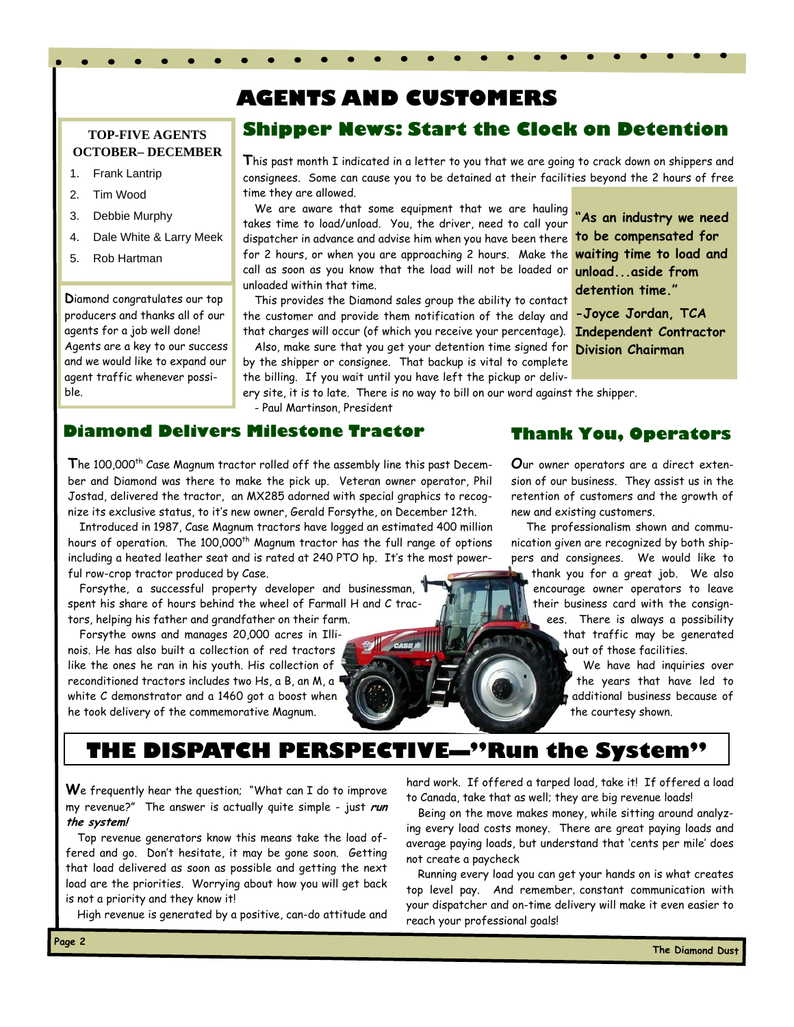# AGENTS AND CUSTOMERS

**TOP-FIVE AGENTS OCTOBER– DECEMBER**

1. Frank Lantrip
2. Tim Wood
3. Debbie Murphy
4. Dale White & Larry Meek
5. Rob Hartman

Diamond congratulates our top producers and thanks all of our agents for a job well done! Agents are a key to our success and we would like to expand our agent traffic whenever possible.

## Shipper News: Start the Clock on Detention

This past month I indicated in a letter to you that we are going to crack down on shippers and consignees. Some can cause you to be detained at their facilities beyond the 2 hours of free time they are allowed.

We are aware that some equipment that we are hauling takes time to load/unload. You, the driver, need to call your dispatcher in advance and advise him when you have been there for 2 hours, or when you are approaching 2 hours. Make the call as soon as you know that the load will not be loaded or unloaded within that time.

This provides the Diamond sales group the ability to contact the customer and provide them notification of the delay and that charges will occur (of which you receive your percentage).

Also, make sure that you get your detention time signed for by the shipper or consignee. That backup is vital to complete the billing. If you wait until you have left the pickup or delivery site, it is to late. There is no way to bill on our word against the shipper.

- Paul Martinson, President

**"As an industry we need to be compensated for waiting time to load and unload...aside from detention time."**

**-Joyce Jordan, TCA Independent Contractor Division Chairman**

## Diamond Delivers Milestone Tractor

The 100,000th Case Magnum tractor rolled off the assembly line this past December and Diamond was there to make the pick up. Veteran owner operator, Phil Jostad, delivered the tractor, an MX285 adorned with special graphics to recognize its exclusive status, to it's new owner, Gerald Forsythe, on December 12th.

Introduced in 1987, Case Magnum tractors have logged an estimated 400 million hours of operation. The 100,000th Magnum tractor has the full range of options including a heated leather seat and is rated at 240 PTO hp. It's the most powerful row-crop tractor produced by Case.

Forsythe, a successful property developer and businessman, spent his share of hours behind the wheel of Farmall H and C tractors, helping his father and grandfather on their farm.

Forsythe owns and manages 20,000 acres in Illinois. He has also built a collection of red tractors like the ones he ran in his youth. His collection of reconditioned tractors includes two Hs, a B, an M, a white C demonstrator and a 1460 got a boost when he took delivery of the commemorative Magnum.

## Thank You, Operators

Our owner operators are a direct extension of our business. They assist us in the retention of customers and the growth of new and existing customers.

The professionalism shown and communication given are recognized by both shippers and consignees. We would like to thank you for a great job. We also encourage owner operators to leave their business card with the consignees. There is always a possibility that traffic may be generated out of those facilities.

We have had inquiries over the years that have led to additional business because of the courtesy shown.

# THE DISPATCH PERSPECTIVE—"Run the System"

We frequently hear the question; "What can I do to improve my revenue?" The answer is actually quite simple - just ***run the system!***

Top revenue generators know this means take the load offered and go. Don't hesitate, it may be gone soon. Getting that load delivered as soon as possible and getting the next load are the priorities. Worrying about how you will get back is not a priority and they know it!

High revenue is generated by a positive, can-do attitude and hard work. If offered a tarped load, take it! If offered a load to Canada, take that as well; they are big revenue loads!

Being on the move makes money, while sitting around analyzing every load costs money. There are great paying loads and average paying loads, but understand that 'cents per mile' does not create a paycheck

Running every load you can get your hands on is what creates top level pay. And remember, constant communication with your dispatcher and on-time delivery will make it even easier to reach your professional goals!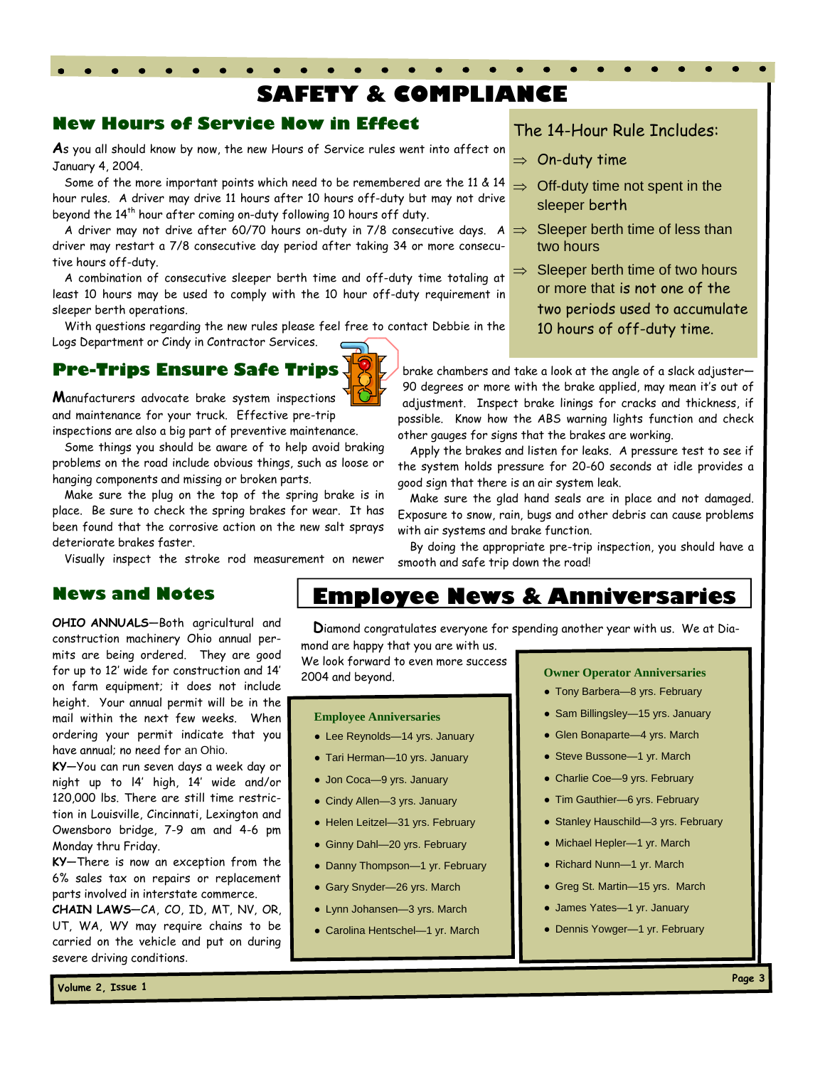# SAFETY & COMPLIANCE

## New Hours of Service Now in Effect

As you all should know by now, the new Hours of Service rules went into affect on January 4, 2004.

Some of the more important points which need to be remembered are the 11 & 14 hour rules. A driver may drive 11 hours after 10 hours off-duty but may not drive beyond the 14th hour after coming on-duty following 10 hours off duty.

A driver may not drive after 60/70 hours on-duty in 7/8 consecutive days. A driver may restart a 7/8 consecutive day period after taking 34 or more consecutive hours off-duty.

A combination of consecutive sleeper berth time and off-duty time totaling at least 10 hours may be used to comply with the 10 hour off-duty requirement in sleeper berth operations.

With questions regarding the new rules please feel free to contact Debbie in the Logs Department or Cindy in Contractor Services.

### The 14-Hour Rule Includes:

- ⇒ On-duty time
- ⇒ Off-duty time not spent in the sleeper berth
- ⇒ Sleeper berth time of less than two hours
- ⇒ Sleeper berth time of two hours or more that is not one of the two periods used to accumulate 10 hours of off-duty time.

## Pre-Trips Ensure Safe Trips

Manufacturers advocate brake system inspections and maintenance for your truck. Effective pre-trip inspections are also a big part of preventive maintenance.

Some things you should be aware of to help avoid braking problems on the road include obvious things, such as loose or hanging components and missing or broken parts.

Make sure the plug on the top of the spring brake is in place. Be sure to check the spring brakes for wear. It has been found that the corrosive action on the new salt sprays deteriorate brakes faster.

Visually inspect the stroke rod measurement on newer brake chambers and take a look at the angle of a slack adjuster—90 degrees or more with the brake applied, may mean it's out of adjustment. Inspect brake linings for cracks and thickness, if possible. Know how the ABS warning lights function and check other gauges for signs that the brakes are working.

Apply the brakes and listen for leaks. A pressure test to see if the system holds pressure for 20-60 seconds at idle provides a good sign that there is an air system leak.

Make sure the glad hand seals are in place and not damaged. Exposure to snow, rain, bugs and other debris can cause problems with air systems and brake function.

By doing the appropriate pre-trip inspection, you should have a smooth and safe trip down the road!

## News and Notes

**OHIO ANNUALS**—Both agricultural and construction machinery Ohio annual permits are being ordered. They are good for up to 12' wide for construction and 14' on farm equipment; it does not include height. Your annual permit will be in the mail within the next few weeks. When ordering your permit indicate that you have annual; no need for an Ohio.

**KY**—You can run seven days a week day or night up to 14' high, 14' wide and/or 120,000 lbs. There are still time restriction in Louisville, Cincinnati, Lexington and Owensboro bridge, 7-9 am and 4-6 pm Monday thru Friday.

**KY**—There is now an exception from the 6% sales tax on repairs or replacement parts involved in interstate commerce.

**CHAIN LAWS**—CA, CO, ID, MT, NV, OR, UT, WA, WY may require chains to be carried on the vehicle and put on during severe driving conditions.

## Employee News & Anniversaries

Diamond congratulates everyone for spending another year with us. We at Diamond are happy that you are with us. We look forward to even more success 2004 and beyond.

### Employee Anniversaries

- Lee Reynolds—14 yrs. January
- Tari Herman—10 yrs. January
- Jon Coca—9 yrs. January
- Cindy Allen—3 yrs. January
- Helen Leitzel—31 yrs. February
- Ginny Dahl—20 yrs. February
- Danny Thompson—1 yr. February
- Gary Snyder—26 yrs. March
- Lynn Johansen—3 yrs. March
- Carolina Hentschel—1 yr. March

### Owner Operator Anniversaries

- Tony Barbera—8 yrs. February
- Sam Billingsley—15 yrs. January
- Glen Bonaparte—4 yrs. March
- Steve Bussone—1 yr. March
- Charlie Coe—9 yrs. February
- Tim Gauthier—6 yrs. February
- Stanley Hauschild—3 yrs. February
- Michael Hepler—1 yr. March
- Richard Nunn—1 yr. March
- Greg St. Martin—15 yrs. March
- James Yates—1 yr. January
- Dennis Yowger—1 yr. February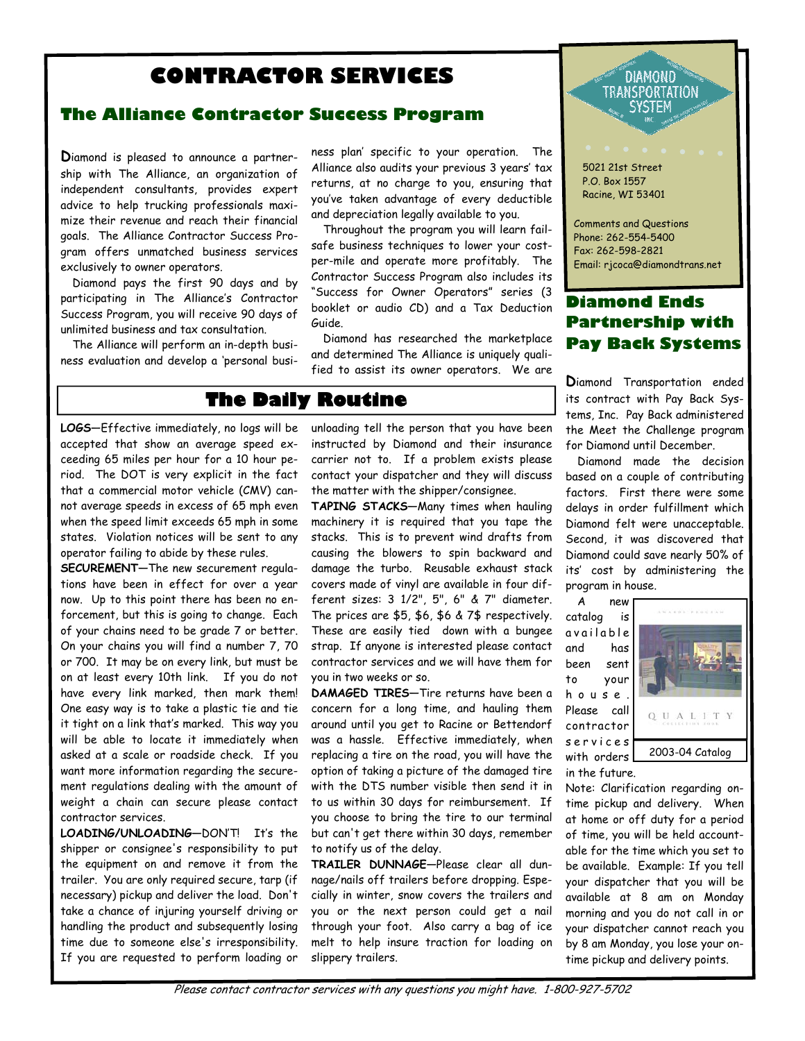# CONTRACTOR SERVICES

## The Alliance Contractor Success Program

Diamond is pleased to announce a partnership with The Alliance, an organization of independent consultants, provides expert advice to help trucking professionals maximize their revenue and reach their financial goals. The Alliance Contractor Success Program offers unmatched business services exclusively to owner operators.

Diamond pays the first 90 days and by participating in The Alliance's Contractor Success Program, you will receive 90 days of unlimited business and tax consultation.

The Alliance will perform an in-depth business evaluation and develop a 'personal business plan' specific to your operation. The Alliance also audits your previous 3 years' tax returns, at no charge to you, ensuring that you've taken advantage of every deductible and depreciation legally available to you.

Throughout the program you will learn fail-safe business techniques to lower your cost-per-mile and operate more profitably. The Contractor Success Program also includes its "Success for Owner Operators" series (3 booklet or audio CD) and a Tax Deduction Guide.

Diamond has researched the marketplace and determined The Alliance is uniquely qualified to assist its owner operators. We are

## The Daily Routine

**LOGS**—Effective immediately, no logs will be accepted that show an average speed exceeding 65 miles per hour for a 10 hour period. The DOT is very explicit in the fact that a commercial motor vehicle (CMV) cannot average speeds in excess of 65 mph even when the speed limit exceeds 65 mph in some states. Violation notices will be sent to any operator failing to abide by these rules.

**SECUREMENT**—The new securement regulations have been in effect for over a year now. Up to this point there has been no enforcement, but this is going to change. Each of your chains need to be grade 7 or better. On your chains you will find a number 7, 70 or 700. It may be on every link, but must be on at least every 10th link. If you do not have every link marked, then mark them! One easy way is to take a plastic tie and tie it tight on a link that's marked. This way you will be able to locate it immediately when asked at a scale or roadside check. If you want more information regarding the securement regulations dealing with the amount of weight a chain can secure please contact contractor services.

**LOADING/UNLOADING**—DON'T! It's the shipper or consignee's responsibility to put the equipment on and remove it from the trailer. You are only required secure, tarp (if necessary) pickup and deliver the load. Don't take a chance of injuring yourself driving or handling the product and subsequently losing time due to someone else's irresponsibility. If you are requested to perform loading or unloading tell the person that you have been instructed by Diamond and their insurance carrier not to. If a problem exists please contact your dispatcher and they will discuss the matter with the shipper/consignee.

**TAPING STACKS**—Many times when hauling machinery it is required that you tape the stacks. This is to prevent wind drafts from causing the blowers to spin backward and damage the turbo. Reusable exhaust stack covers made of vinyl are available in four different sizes: 3 1/2", 5", 6" & 7" diameter. The prices are $5, $6, $6 & 7$ respectively. These are easily tied down with a bungee strap. If anyone is interested please contact contractor services and we will have them for you in two weeks or so.

**DAMAGED TIRES**—Tire returns have been a concern for a long time, and hauling them around until you get to Racine or Bettendorf was a hassle. Effective immediately, when replacing a tire on the road, you will have the option of taking a picture of the damaged tire with the DTS number visible then send it in to us within 30 days for reimbursement. If you choose to bring the tire to our terminal but can't get there within 30 days, remember to notify us of the delay.

**TRAILER DUNNAGE**—Please clear all dunnage/nails off trailers before dropping. Especially in winter, snow covers the trailers and you or the next person could get a nail through your foot. Also carry a bag of ice melt to help insure traction for loading on slippery trailers.

DIAMOND TRANSPORTATION SYSTEM INC.

5021 21st Street
P.O. Box 1557
Racine, WI 53401

Comments and Questions
Phone: 262-554-5400
Fax: 262-598-2821
Email: rjcoca@diamondtrans.net

## Diamond Ends Partnership with Pay Back Systems

Diamond Transportation ended its contract with Pay Back Systems, Inc. Pay Back administered the Meet the Challenge program for Diamond until December.

Diamond made the decision based on a couple of contributing factors. First there were some delays in order fulfillment which Diamond felt were unacceptable. Second, it was discovered that Diamond could save nearly 50% of its' cost by administering the program in house.

A new catalog is available and has been sent to your house. Please call contractor services with orders in the future.

2003-04 Catalog

Note: Clarification regarding on-time pickup and delivery. When at home or off duty for a period of time, you will be held accountable for the time which you set to be available. Example: If you tell your dispatcher that you will be available at 8 am on Monday morning and you do not call in or your dispatcher cannot reach you by 8 am Monday, you lose your on-time pickup and delivery points.

*Please contact contractor services with any questions you might have. 1-800-927-5702*